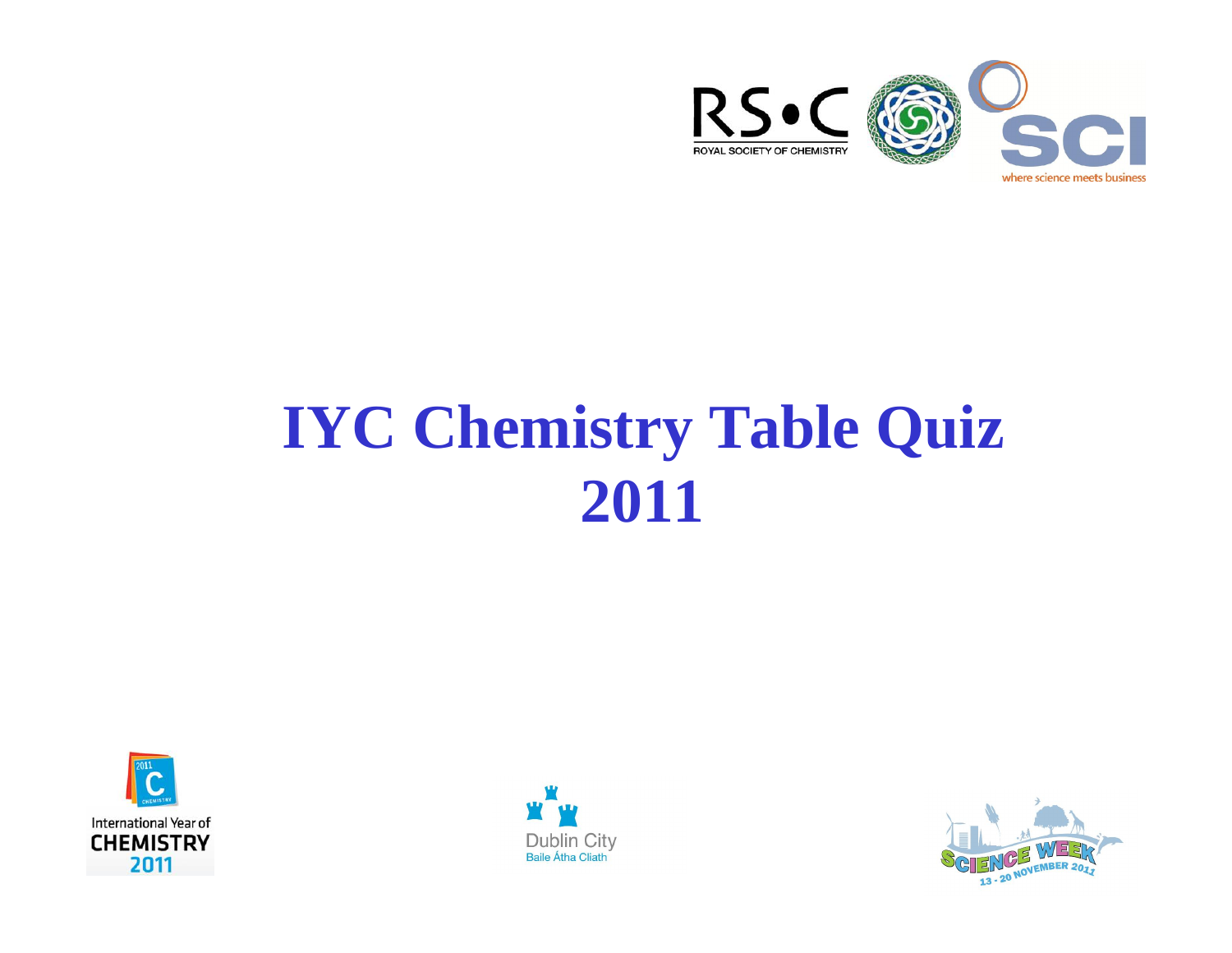# IYC Chemistry Table Quiz 2011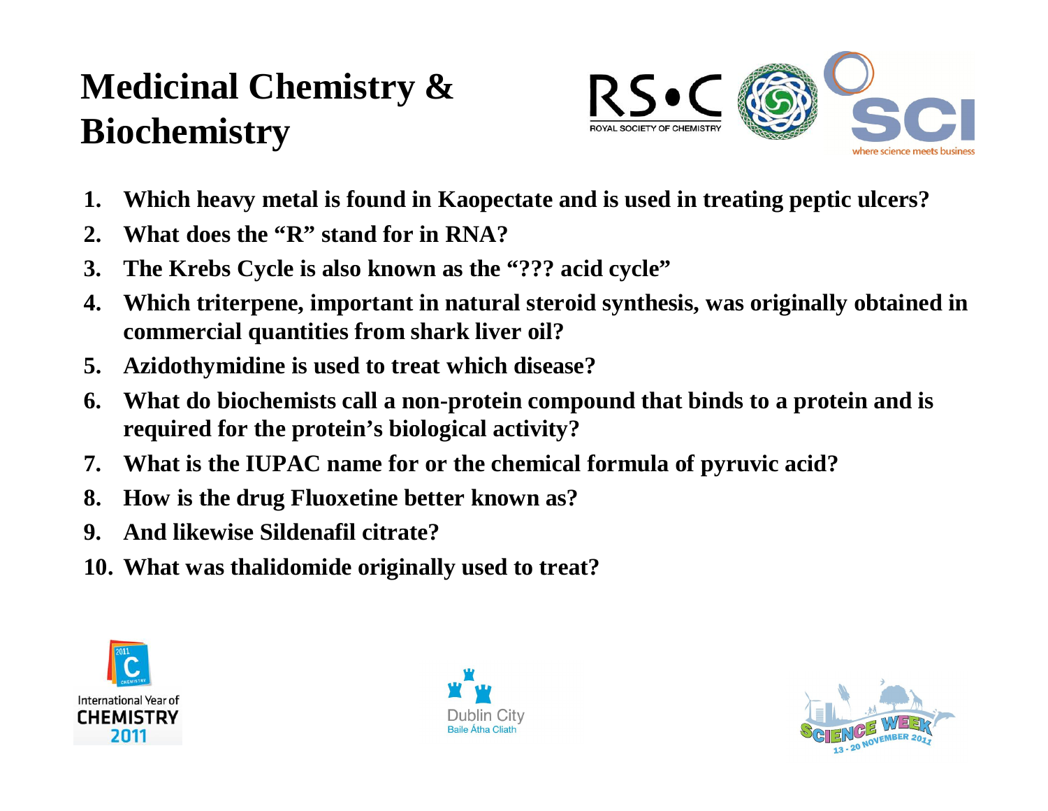# Medicinal Chemistry & Biochemistry

1. Which heavy metal is found in Kaopectate and is used in treating peptic ulcers?
2. What does the "R" stand for in RNA?
3. The Krebs Cycle is also known as the "??? acid cycle"
4. Which triterpene, important in natural steroid synthesis, was originally obtained in commercial quantities from shark liver oil?
5. Azidothymidine is used to treat which disease?
6. What do biochemists call a non-protein compound that binds to a protein and is required for the protein's biological activity?
7. What is the IUPAC name for or the chemical formula of pyruvic acid?
8. How is the drug Fluoxetine better known as?
9. And likewise Sildenafil citrate?
10. What was thalidomide originally used to treat?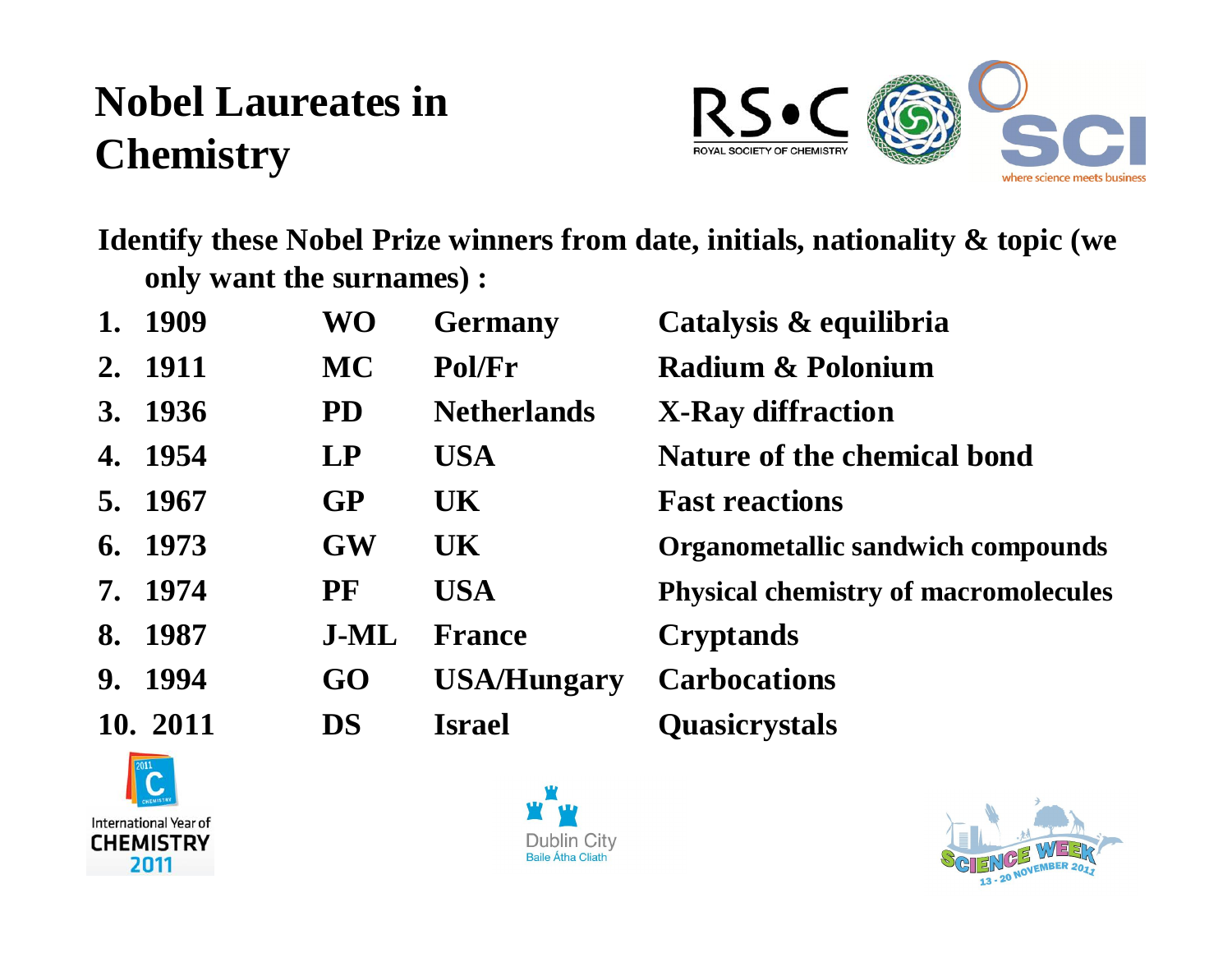# Nobel Laureates in Chemistry

**Identify these Nobel Prize winners from date, initials, nationality & topic (we only want the surnames) :**

| | Year | Initials | Nationality | Topic |
|---|---|---|---|---|
| 1. | 1909 | WO | Germany | Catalysis & equilibria |
| 2. | 1911 | MC | Pol/Fr | Radium & Polonium |
| 3. | 1936 | PD | Netherlands | X-Ray diffraction |
| 4. | 1954 | LP | USA | Nature of the chemical bond |
| 5. | 1967 | GP | UK | Fast reactions |
| 6. | 1973 | GW | UK | Organometallic sandwich compounds |
| 7. | 1974 | PF | USA | Physical chemistry of macromolecules |
| 8. | 1987 | J-ML | France | Cryptands |
| 9. | 1994 | GO | USA/Hungary | Carbocations |
| 10. | 2011 | DS | Israel | Quasicrystals |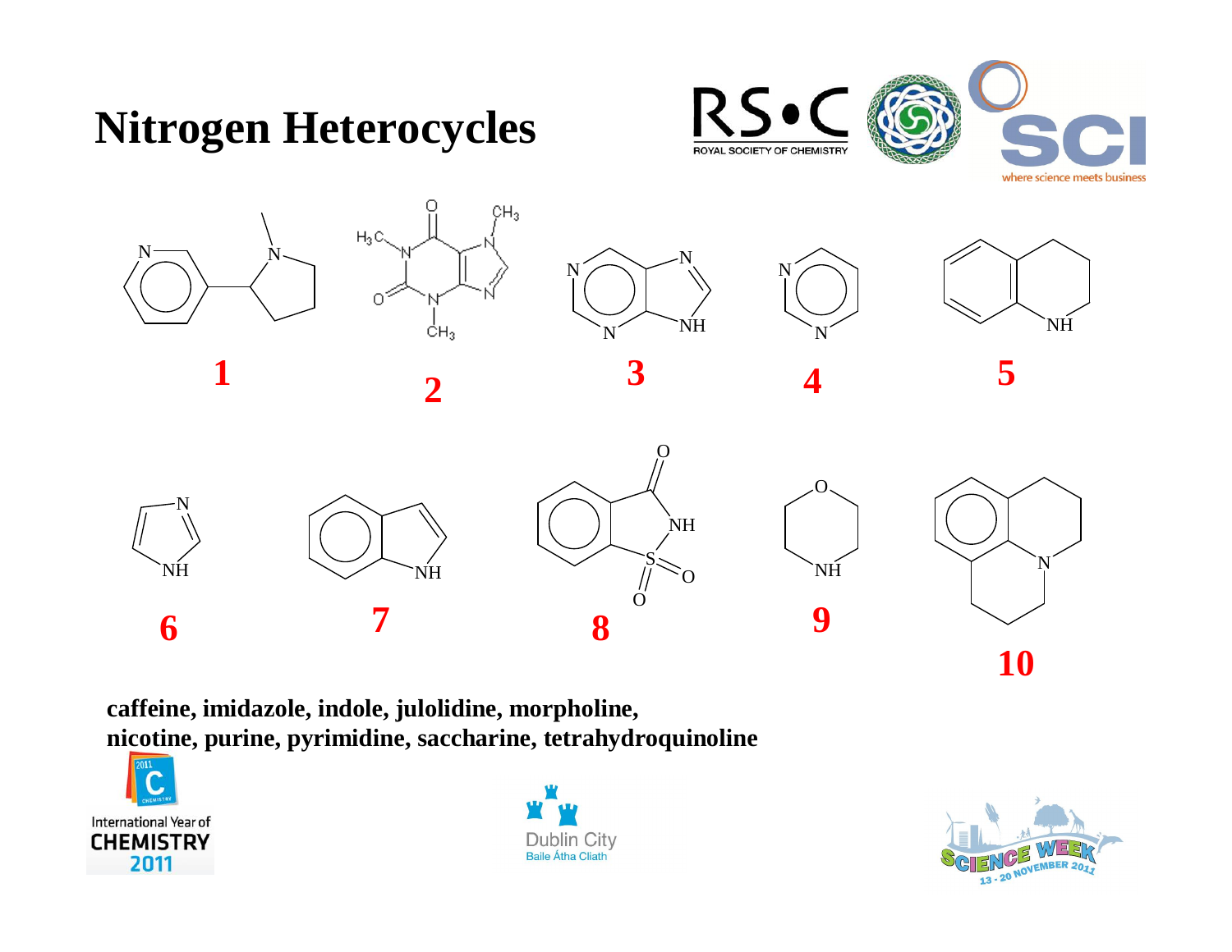# Nitrogen Heterocycles

1 2 3 4 5

6 7 8 9 10

**caffeine, imidazole, indole, julolidine, morpholine, nicotine, purine, pyrimidine, saccharine, tetrahydroquinoline**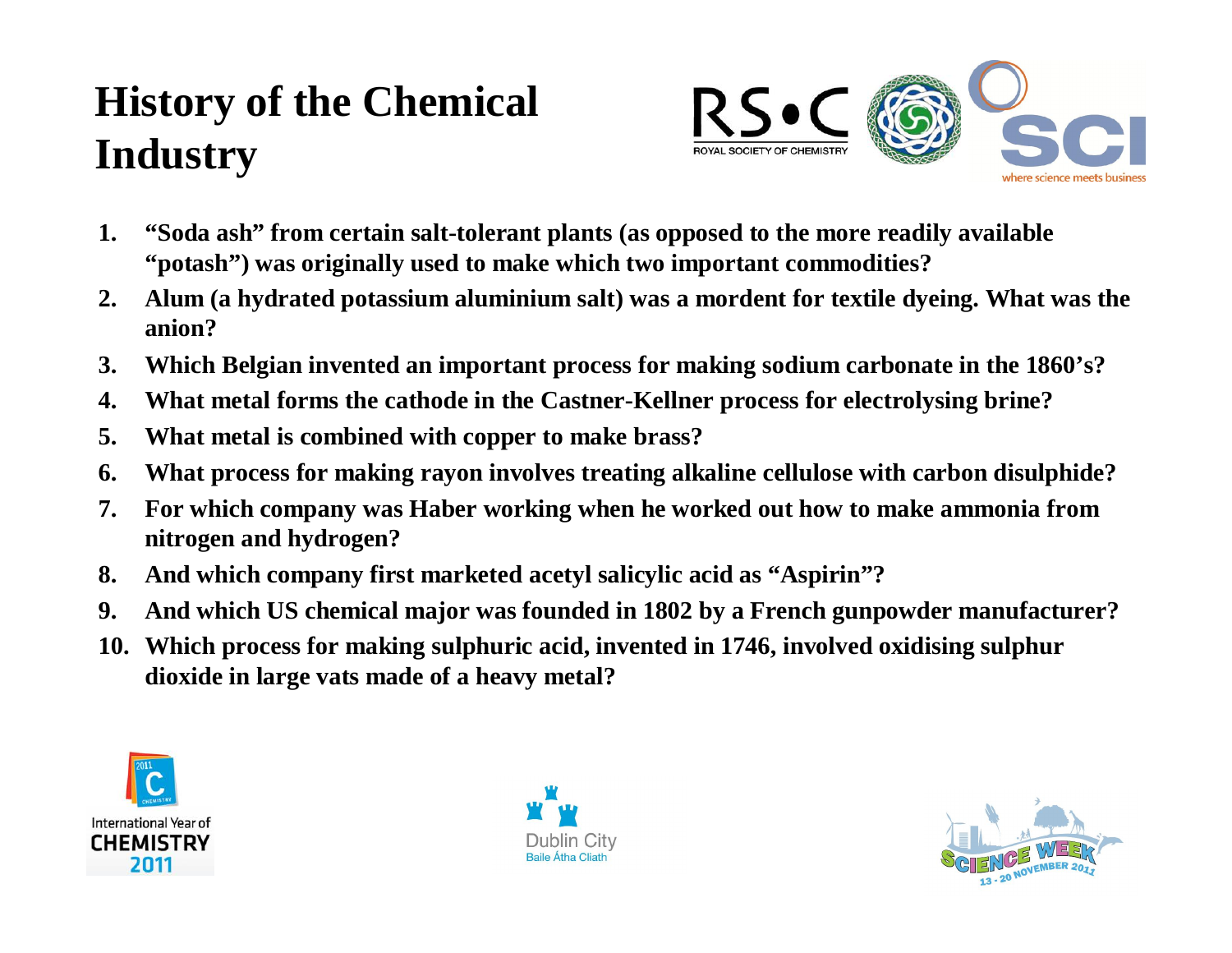# History of the Chemical Industry

1. **"Soda ash" from certain salt-tolerant plants (as opposed to the more readily available "potash") was originally used to make which two important commodities?**
2. **Alum (a hydrated potassium aluminium salt) was a mordent for textile dyeing. What was the anion?**
3. **Which Belgian invented an important process for making sodium carbonate in the 1860's?**
4. **What metal forms the cathode in the Castner-Kellner process for electrolysing brine?**
5. **What metal is combined with copper to make brass?**
6. **What process for making rayon involves treating alkaline cellulose with carbon disulphide?**
7. **For which company was Haber working when he worked out how to make ammonia from nitrogen and hydrogen?**
8. **And which company first marketed acetyl salicylic acid as "Aspirin"?**
9. **And which US chemical major was founded in 1802 by a French gunpowder manufacturer?**
10. **Which process for making sulphuric acid, invented in 1746, involved oxidising sulphur dioxide in large vats made of a heavy metal?**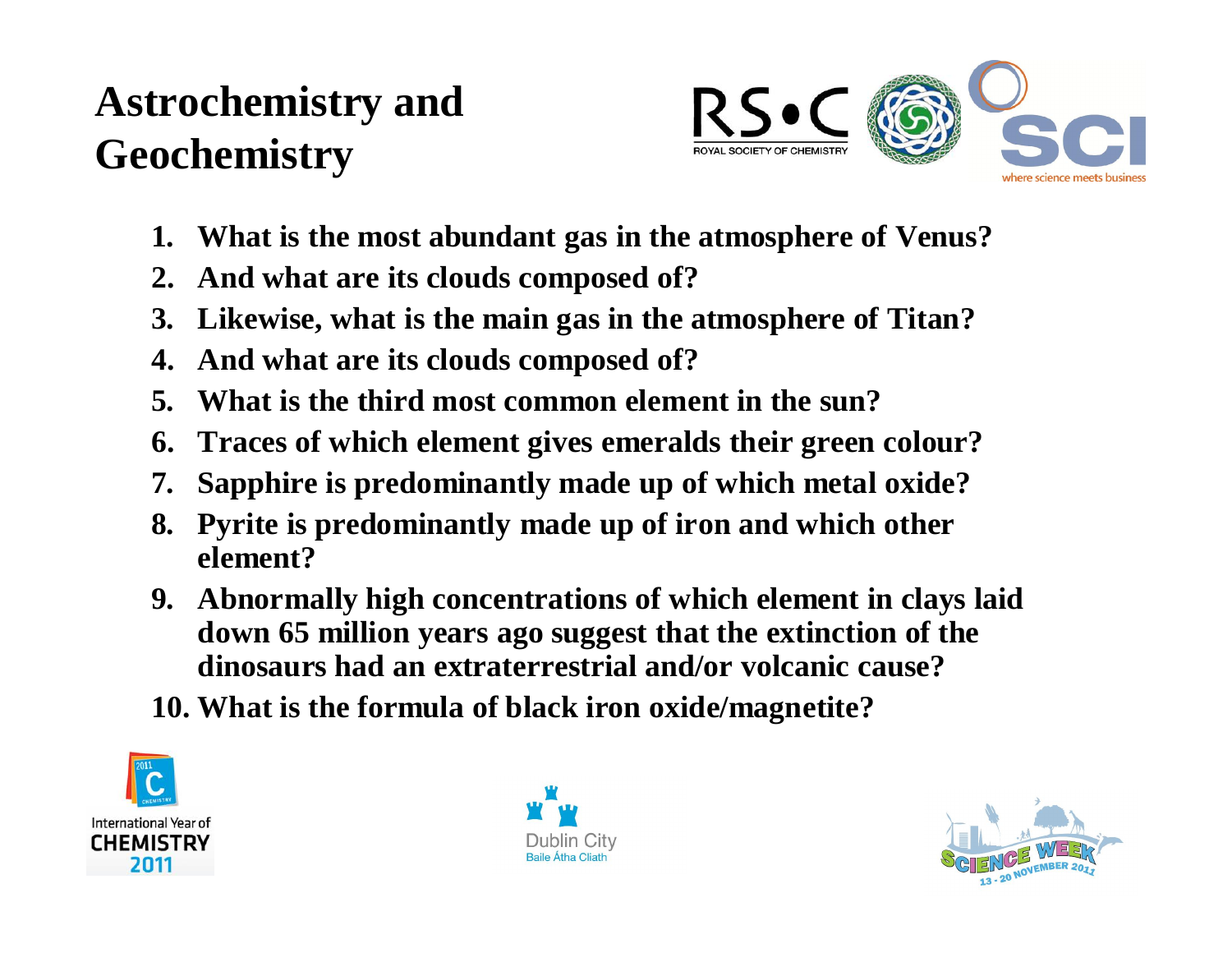# Astrochemistry and Geochemistry

1. **What is the most abundant gas in the atmosphere of Venus?**
2. **And what are its clouds composed of?**
3. **Likewise, what is the main gas in the atmosphere of Titan?**
4. **And what are its clouds composed of?**
5. **What is the third most common element in the sun?**
6. **Traces of which element gives emeralds their green colour?**
7. **Sapphire is predominantly made up of which metal oxide?**
8. **Pyrite is predominantly made up of iron and which other element?**
9. **Abnormally high concentrations of which element in clays laid down 65 million years ago suggest that the extinction of the dinosaurs had an extraterrestrial and/or volcanic cause?**
10. **What is the formula of black iron oxide/magnetite?**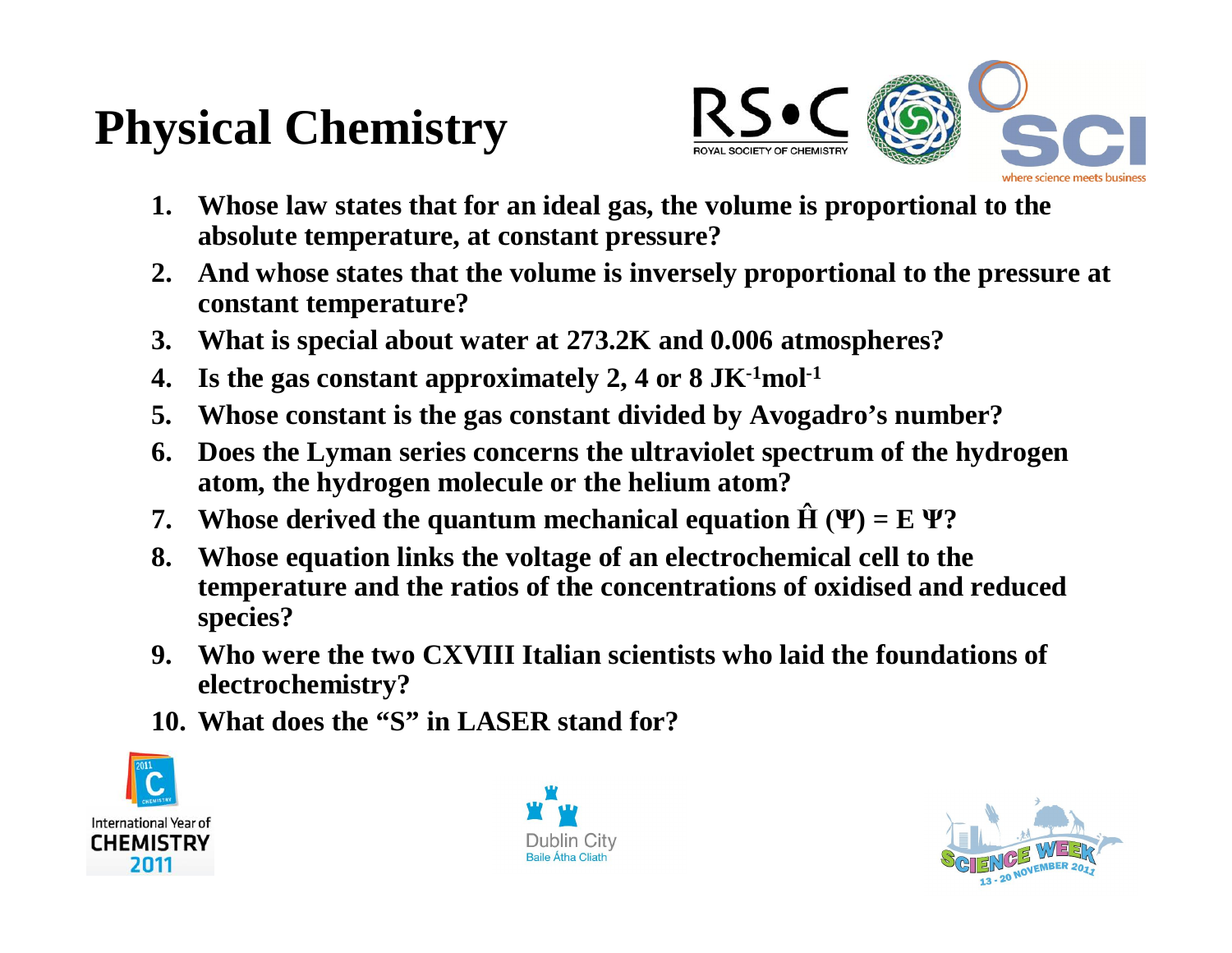# Physical Chemistry

1. **Whose law states that for an ideal gas, the volume is proportional to the absolute temperature, at constant pressure?**
2. **And whose states that the volume is inversely proportional to the pressure at constant temperature?**
3. **What is special about water at 273.2K and 0.006 atmospheres?**
4. **Is the gas constant approximately 2, 4 or 8 $JK^{-1}mol^{-1}$**
5. **Whose constant is the gas constant divided by Avogadro's number?**
6. **Does the Lyman series concerns the ultraviolet spectrum of the hydrogen atom, the hydrogen molecule or the helium atom?**
7. **Whose derived the quantum mechanical equation $\hat{H}(\Psi) = E\,\Psi$?**
8. **Whose equation links the voltage of an electrochemical cell to the temperature and the ratios of the concentrations of oxidised and reduced species?**
9. **Who were the two CXVIII Italian scientists who laid the foundations of electrochemistry?**
10. **What does the "S" in LASER stand for?**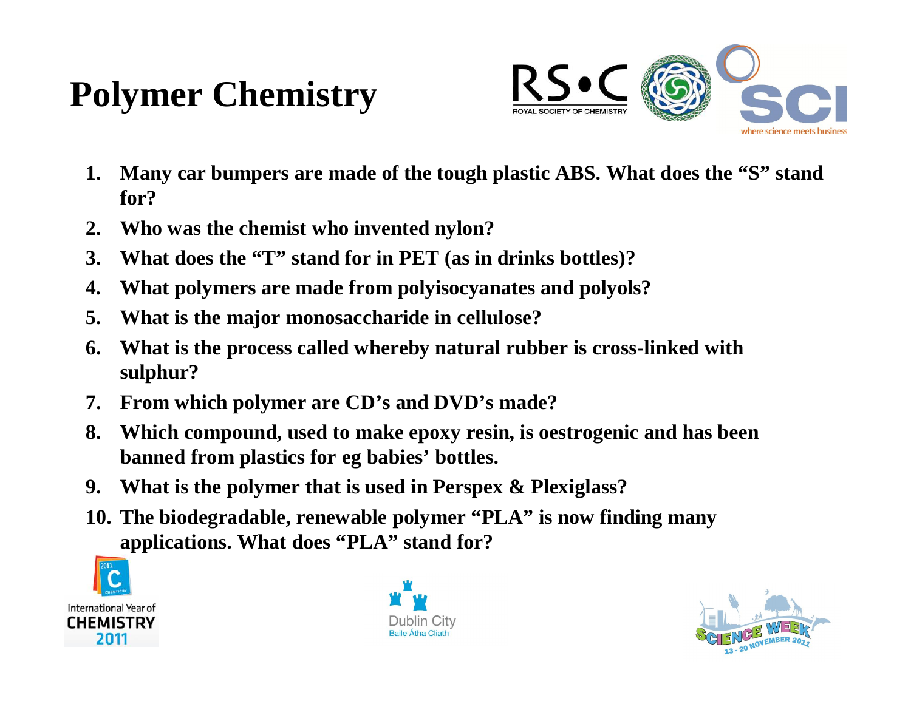# Polymer Chemistry

1. Many car bumpers are made of the tough plastic ABS. What does the “S” stand for?
2. Who was the chemist who invented nylon?
3. What does the “T” stand for in PET (as in drinks bottles)?
4. What polymers are made from polyisocyanates and polyols?
5. What is the major monosaccharide in cellulose?
6. What is the process called whereby natural rubber is cross-linked with sulphur?
7. From which polymer are CD’s and DVD’s made?
8. Which compound, used to make epoxy resin, is oestrogenic and has been banned from plastics for eg babies’ bottles.
9. What is the polymer that is used in Perspex & Plexiglass?
10. The biodegradable, renewable polymer “PLA” is now finding many applications. What does “PLA” stand for?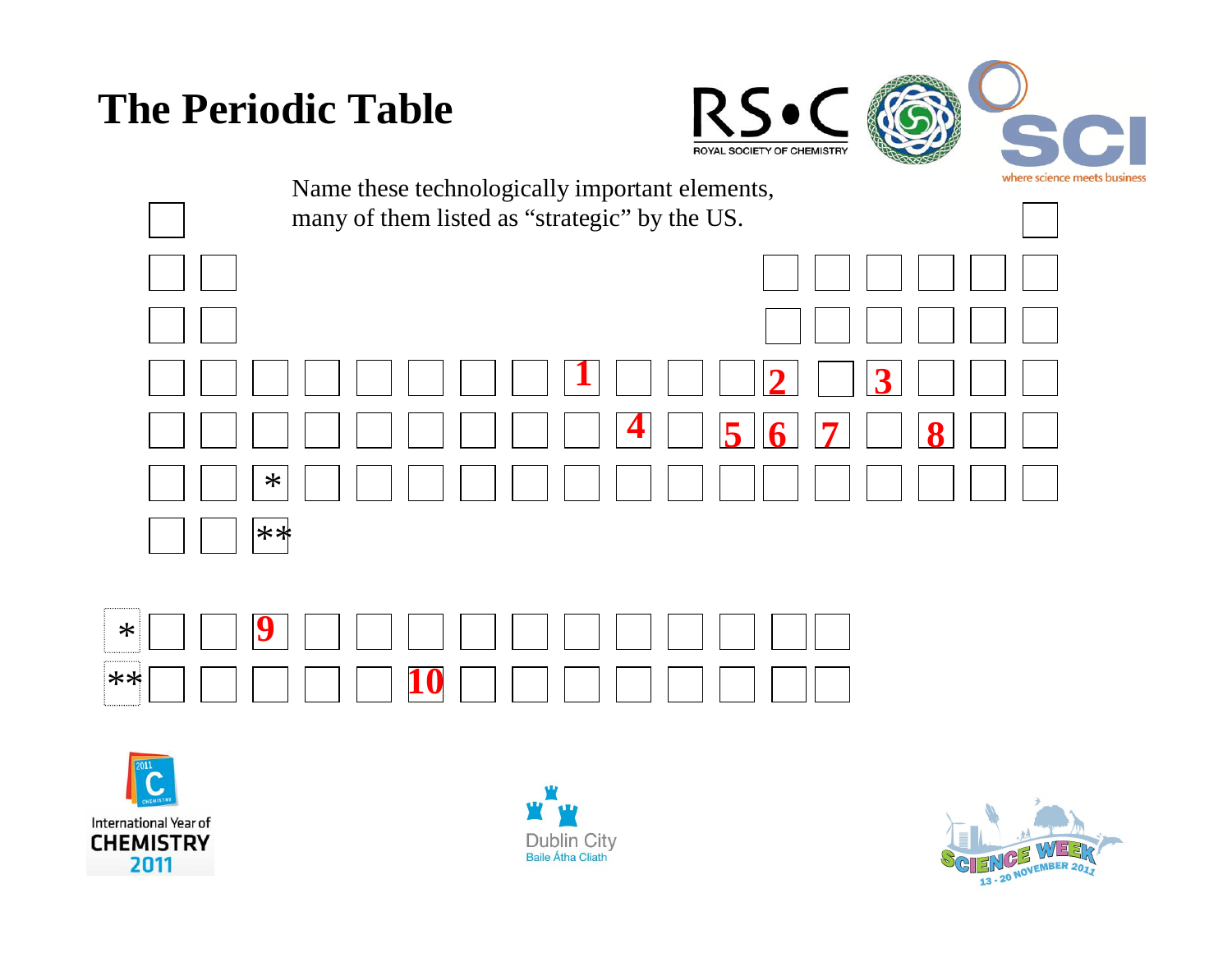# The Periodic Table

Name these technologically important elements, many of them listed as “strategic” by the US.

| | | | | | | | | | | | | | | | | | |
|---|---|---|---|---|---|---|---|---|---|---|---|---|---|---|---|---|---|
| | | | | | | | | | | | | | | | | | |
| | | | | | | | | | | | | | | | | | |
| | | | | | | | | | | | | | | | | | |
| | | | | | | | | 1 | | | | 2 | | 3 | | | |
| | | | | | | | | | 4 | | 5 | 6 | 7 | | 8 | | |
| | | * | | | | | | | | | | | | | | | |
| | | ** | | | | | | | | | | | | | | | |

| | | | | | | | | | | | | | | |
|---|---|---|---|---|---|---|---|---|---|---|---|---|---|---|
| * | | | 9 | | | | | | | | | | | |
| ** | | | | | | 10 | | | | | | | | |

International Year of CHEMISTRY 2011

Dublin City
Baile Átha Cliath

SCIENCE WEEK 13 - 20 NOVEMBER 2011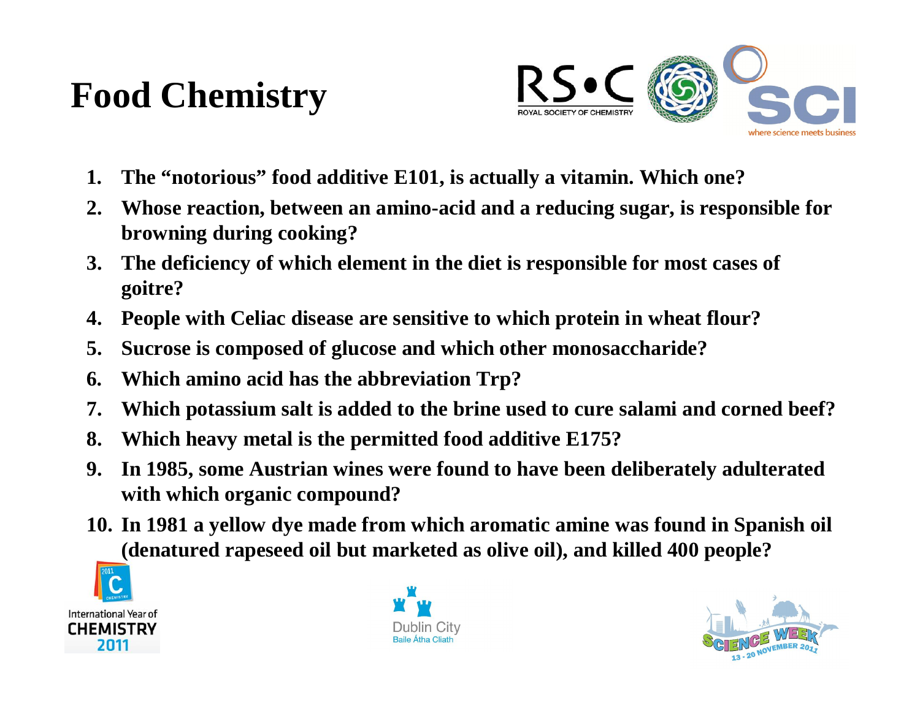# Food Chemistry

1. The "notorious" food additive E101, is actually a vitamin. Which one?
2. Whose reaction, between an amino-acid and a reducing sugar, is responsible for browning during cooking?
3. The deficiency of which element in the diet is responsible for most cases of goitre?
4. People with Celiac disease are sensitive to which protein in wheat flour?
5. Sucrose is composed of glucose and which other monosaccharide?
6. Which amino acid has the abbreviation Trp?
7. Which potassium salt is added to the brine used to cure salami and corned beef?
8. Which heavy metal is the permitted food additive E175?
9. In 1985, some Austrian wines were found to have been deliberately adulterated with which organic compound?
10. In 1981 a yellow dye made from which aromatic amine was found in Spanish oil (denatured rapeseed oil but marketed as olive oil), and killed 400 people?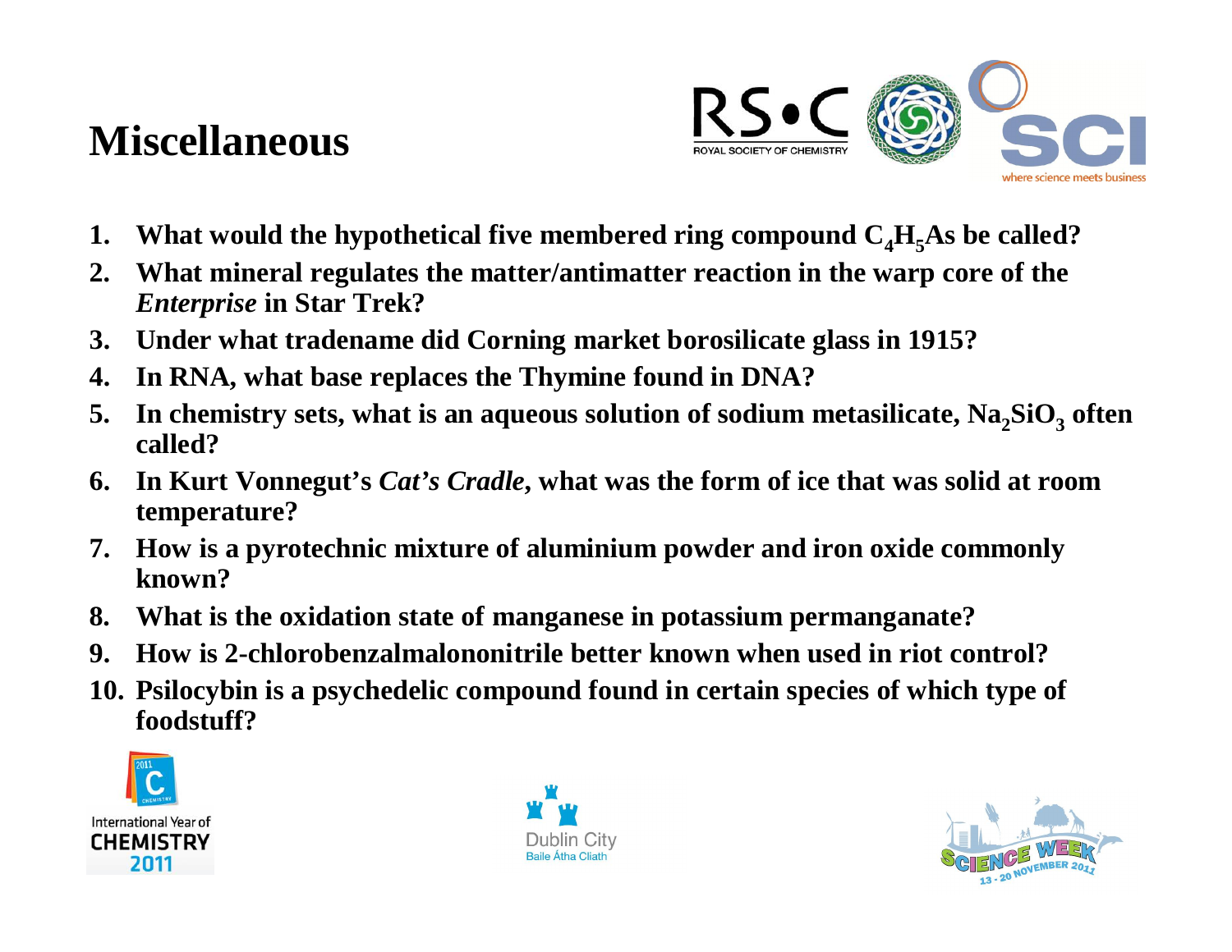# Miscellaneous

1. What would the hypothetical five membered ring compound $C_4H_5As$ be called?
2. What mineral regulates the matter/antimatter reaction in the warp core of the *Enterprise* in Star Trek?
3. Under what tradename did Corning market borosilicate glass in 1915?
4. In RNA, what base replaces the Thymine found in DNA?
5. In chemistry sets, what is an aqueous solution of sodium metasilicate, $Na_2SiO_3$ often called?
6. In Kurt Vonnegut's *Cat's Cradle,* what was the form of ice that was solid at room temperature?
7. How is a pyrotechnic mixture of aluminium powder and iron oxide commonly known?
8. What is the oxidation state of manganese in potassium permanganate?
9. How is 2-chlorobenzalmalononitrile better known when used in riot control?
10. Psilocybin is a psychedelic compound found in certain species of which type of foodstuff?